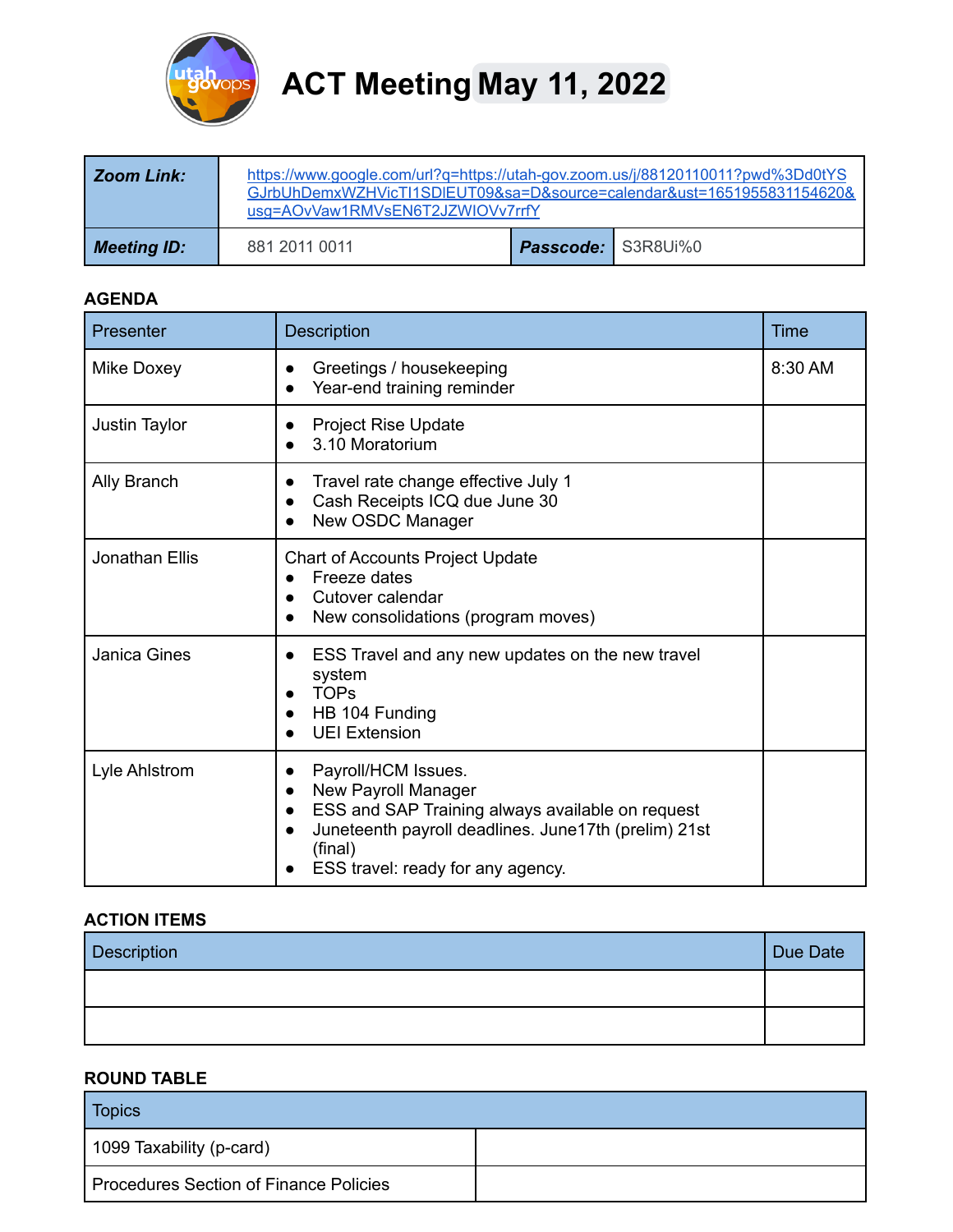# ACT Meeting May 11, 2022

| **Zoom Link:** | [https://www.google.com/url?q=https://utah-gov.zoom.us/j/88120110011?pwd%3Dd0tYSGJrbUhDemxWZHVicTl1SDlEUT09&sa=D&source=calendar&ust=1651955831154620&usg=AOvVaw1RMVsEN6T2JZWIOVv7rrfY](https://www.google.com/url?q=https://utah-gov.zoom.us/j/88120110011?pwd%3Dd0tYSGJrbUhDemxWZHVicTl1SDlEUT09&sa=D&source=calendar&ust=1651955831154620&usg=AOvVaw1RMVsEN6T2JZWIOVv7rrfY) | | |
|---|---|---|---|
| **Meeting ID:** | 881 2011 0011 | **Passcode:** | S3R8Ui%0 |

## AGENDA

| Presenter | Description | Time |
|---|---|---|
| Mike Doxey | • Greetings / housekeeping<br>• Year-end training reminder | 8:30 AM |
| Justin Taylor | • Project Rise Update<br>• 3.10 Moratorium | |
| Ally Branch | • Travel rate change effective July 1<br>• Cash Receipts ICQ due June 30<br>• New OSDC Manager | |
| Jonathan Ellis | Chart of Accounts Project Update<br>• Freeze dates<br>• Cutover calendar<br>• New consolidations (program moves) | |
| Janica Gines | • ESS Travel and any new updates on the new travel system<br>• TOPs<br>• HB 104 Funding<br>• UEI Extension | |
| Lyle Ahlstrom | • Payroll/HCM Issues.<br>• New Payroll Manager<br>• ESS and SAP Training always available on request<br>• Juneteenth payroll deadlines. June17th (prelim) 21st (final)<br>• ESS travel: ready for any agency. | |

## ACTION ITEMS

| Description | Due Date |
|---|---|
| | |
| | |

## ROUND TABLE

| Topics | |
|---|---|
| 1099 Taxability (p-card) | |
| Procedures Section of Finance Policies | |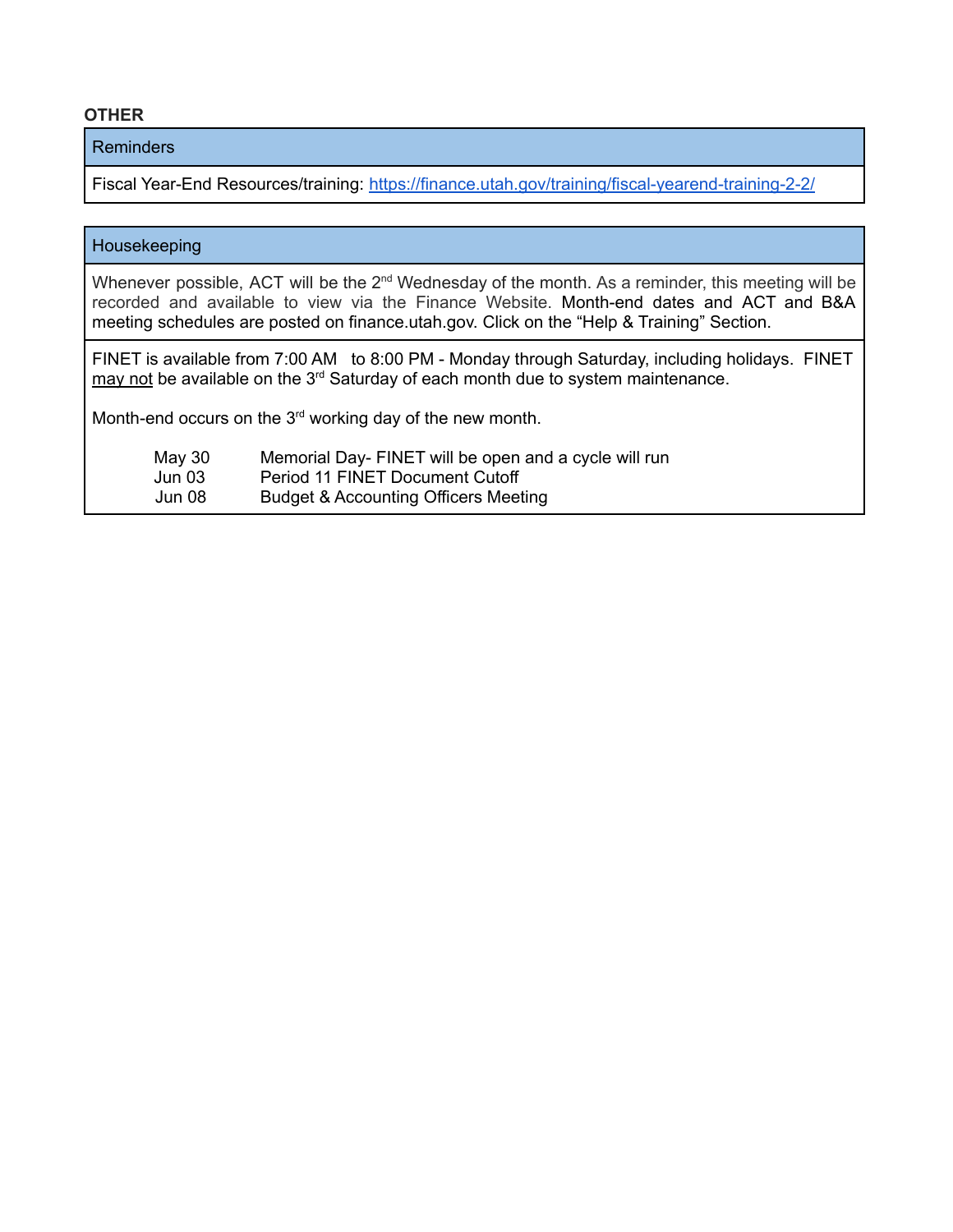**OTHER**

| Reminders |
|---|
| Fiscal Year-End Resources/training: [https://finance.utah.gov/training/fiscal-yearend-training-2-2/](https://finance.utah.gov/training/fiscal-yearend-training-2-2/) |

| Housekeeping |
|---|
| Whenever possible, ACT will be the 2nd Wednesday of the month. As a reminder, this meeting will be recorded and available to view via the Finance Website. Month-end dates and ACT and B&A meeting schedules are posted on finance.utah.gov. Click on the "Help & Training" Section. |
| FINET is available from 7:00 AM to 8:00 PM - Monday through Saturday, including holidays. FINET <u>may not</u> be available on the 3rd Saturday of each month due to system maintenance.<br><br>Month-end occurs on the 3rd working day of the new month.<br><br>May 30 Memorial Day- FINET will be open and a cycle will run<br>Jun 03 Period 11 FINET Document Cutoff<br>Jun 08 Budget & Accounting Officers Meeting |